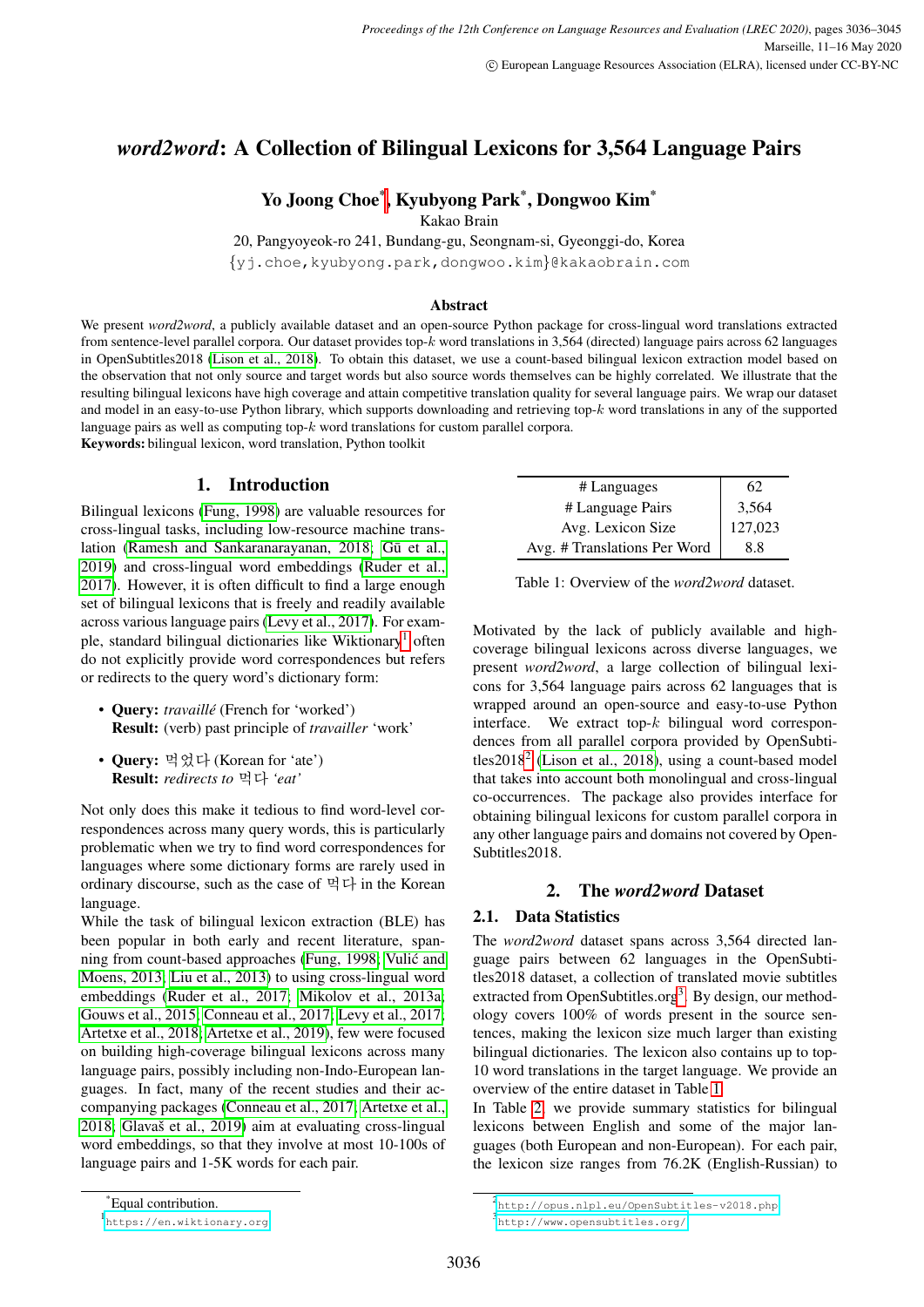# *word2word*: A Collection of Bilingual Lexicons for 3,564 Language Pairs

**Yo Joong Choe***, **Kyubyong Park***, **Dongwoo Kim***

Kakao Brain

20, Pangyoyeok-ro 241, Bundang-gu, Seongnam-si, Gyeonggi-do, Korea

{yj.choe,kyubyong.park,dongwoo.kim}@kakaobrain.com

## Abstract

We present *word2word*, a publicly available dataset and an open-source Python package for cross-lingual word translations extracted from sentence-level parallel corpora. Our dataset provides top-$k$ word translations in 3,564 (directed) language pairs across 62 languages in OpenSubtitles2018 (Lison et al., 2018). To obtain this dataset, we use a count-based bilingual lexicon extraction model based on the observation that not only source and target words but also source words themselves can be highly correlated. We illustrate that the resulting bilingual lexicons have high coverage and attain competitive translation quality for several language pairs. We wrap our dataset and model in an easy-to-use Python library, which supports downloading and retrieving top-$k$ word translations in any of the supported language pairs as well as computing top-$k$ word translations for custom parallel corpora.

**Keywords:** bilingual lexicon, word translation, Python toolkit

## 1. Introduction

Bilingual lexicons (Fung, 1998) are valuable resources for cross-lingual tasks, including low-resource machine translation (Ramesh and Sankaranarayanan, 2018; Gū et al., 2019) and cross-lingual word embeddings (Ruder et al., 2017). However, it is often difficult to find a large enough set of bilingual lexicons that is freely and readily available across various language pairs (Levy et al., 2017). For example, standard bilingual dictionaries like Wiktionary[1] often do not explicitly provide word correspondences but refers or redirects to the query word's dictionary form:

- **Query:** *travaillé* (French for 'worked')
  **Result:** (verb) past principle of *travailler* 'work'
- **Query:** 먹었다 (Korean for 'ate')
  **Result:** *redirects to* 먹다 *'eat'*

Not only does this make it tedious to find word-level correspondences across many query words, this is particularly problematic when we try to find word correspondences for languages where some dictionary forms are rarely used in ordinary discourse, such as the case of 먹다 in the Korean language.

While the task of bilingual lexicon extraction (BLE) has been popular in both early and recent literature, spanning from count-based approaches (Fung, 1998; Vulić and Moens, 2013; Liu et al., 2013) to using cross-lingual word embeddings (Ruder et al., 2017; Mikolov et al., 2013a; Gouws et al., 2015; Conneau et al., 2017; Levy et al., 2017; Artetxe et al., 2018; Artetxe et al., 2019), few were focused on building high-coverage bilingual lexicons across many language pairs, possibly including non-Indo-European languages. In fact, many of the recent studies and their accompanying packages (Conneau et al., 2017; Artetxe et al., 2018; Glavaš et al., 2019) aim at evaluating cross-lingual word embeddings, so that they involve at most 10-100s of language pairs and 1-5K words for each pair.

| # Languages | 62 |
|---|---|
| # Language Pairs | 3,564 |
| Avg. Lexicon Size | 127,023 |
| Avg. # Translations Per Word | 8.8 |

Table 1: Overview of the *word2word* dataset.

Motivated by the lack of publicly available and high-coverage bilingual lexicons across diverse languages, we present *word2word*, a large collection of bilingual lexicons for 3,564 language pairs across 62 languages that is wrapped around an open-source and easy-to-use Python interface. We extract top-$k$ bilingual word correspondences from all parallel corpora provided by OpenSubtitles2018[2] (Lison et al., 2018), using a count-based model that takes into account both monolingual and cross-lingual co-occurrences. The package also provides interface for obtaining bilingual lexicons for custom parallel corpora in any other language pairs and domains not covered by OpenSubtitles2018.

## 2. The *word2word* Dataset

### 2.1. Data Statistics

The *word2word* dataset spans across 3,564 directed language pairs between 62 languages in the OpenSubtitles2018 dataset, a collection of translated movie subtitles extracted from OpenSubtitles.org[3]. By design, our methodology covers 100% of words present in the source sentences, making the lexicon size much larger than existing bilingual dictionaries. The lexicon also contains up to top-10 word translations in the target language. We provide an overview of the entire dataset in Table 1.

In Table 2, we provide summary statistics for bilingual lexicons between English and some of the major languages (both European and non-European). For each pair, the lexicon size ranges from 76.2K (English-Russian) to

*Equal contribution.

[1] https://en.wiktionary.org

[2] http://opus.nlpl.eu/OpenSubtitles-v2018.php

[3] http://www.opensubtitles.org/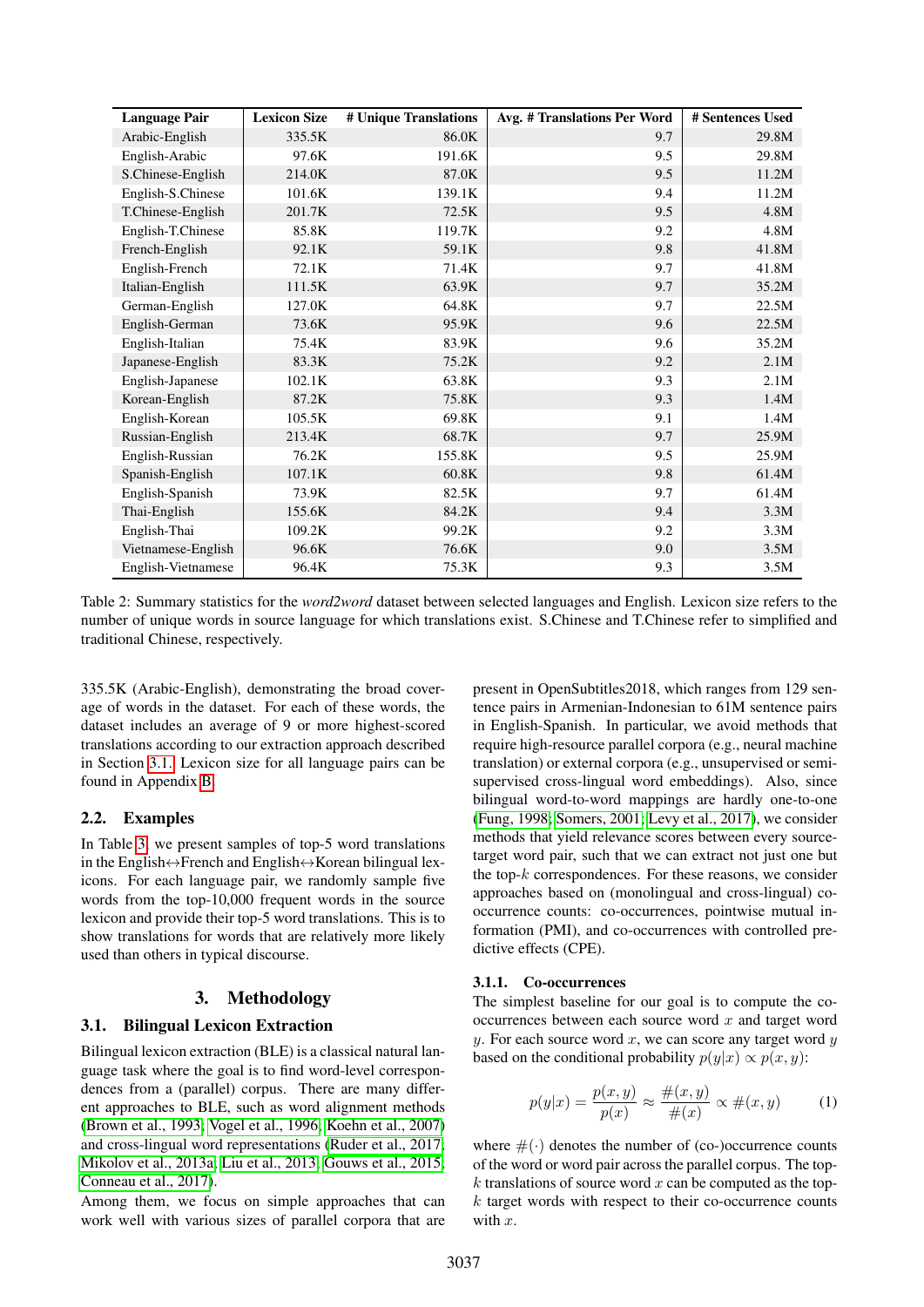| Language Pair | Lexicon Size | # Unique Translations | Avg. # Translations Per Word | # Sentences Used |
|---|---|---|---|---|
| Arabic-English | 335.5K | 86.0K | 9.7 | 29.8M |
| English-Arabic | 97.6K | 191.6K | 9.5 | 29.8M |
| S.Chinese-English | 214.0K | 87.0K | 9.5 | 11.2M |
| English-S.Chinese | 101.6K | 139.1K | 9.4 | 11.2M |
| T.Chinese-English | 201.7K | 72.5K | 9.5 | 4.8M |
| English-T.Chinese | 85.8K | 119.7K | 9.2 | 4.8M |
| French-English | 92.1K | 59.1K | 9.8 | 41.8M |
| English-French | 72.1K | 71.4K | 9.7 | 41.8M |
| Italian-English | 111.5K | 63.9K | 9.7 | 35.2M |
| German-English | 127.0K | 64.8K | 9.7 | 22.5M |
| English-German | 73.6K | 95.9K | 9.6 | 22.5M |
| English-Italian | 75.4K | 83.9K | 9.6 | 35.2M |
| Japanese-English | 83.3K | 75.2K | 9.2 | 2.1M |
| English-Japanese | 102.1K | 63.8K | 9.3 | 2.1M |
| Korean-English | 87.2K | 75.8K | 9.3 | 1.4M |
| English-Korean | 105.5K | 69.8K | 9.1 | 1.4M |
| Russian-English | 213.4K | 68.7K | 9.7 | 25.9M |
| English-Russian | 76.2K | 155.8K | 9.5 | 25.9M |
| Spanish-English | 107.1K | 60.8K | 9.8 | 61.4M |
| English-Spanish | 73.9K | 82.5K | 9.7 | 61.4M |
| Thai-English | 155.6K | 84.2K | 9.4 | 3.3M |
| English-Thai | 109.2K | 99.2K | 9.2 | 3.3M |
| Vietnamese-English | 96.6K | 76.6K | 9.0 | 3.5M |
| English-Vietnamese | 96.4K | 75.3K | 9.3 | 3.5M |

Table 2: Summary statistics for the *word2word* dataset between selected languages and English. Lexicon size refers to the number of unique words in source language for which translations exist. S.Chinese and T.Chinese refer to simplified and traditional Chinese, respectively.

335.5K (Arabic-English), demonstrating the broad coverage of words in the dataset. For each of these words, the dataset includes an average of 9 or more highest-scored translations according to our extraction approach described in Section 3.1. Lexicon size for all language pairs can be found in Appendix B.

## 2.2. Examples

In Table 3, we present samples of top-5 word translations in the English↔French and English↔Korean bilingual lexicons. For each language pair, we randomly sample five words from the top-10,000 frequent words in the source lexicon and provide their top-5 word translations. This is to show translations for words that are relatively more likely used than others in typical discourse.

# 3. Methodology

## 3.1. Bilingual Lexicon Extraction

Bilingual lexicon extraction (BLE) is a classical natural language task where the goal is to find word-level correspondences from a (parallel) corpus. There are many different approaches to BLE, such as word alignment methods (Brown et al., 1993; Vogel et al., 1996; Koehn et al., 2007) and cross-lingual word representations (Ruder et al., 2017; Mikolov et al., 2013a; Liu et al., 2013; Gouws et al., 2015; Conneau et al., 2017).

Among them, we focus on simple approaches that can work well with various sizes of parallel corpora that are present in OpenSubtitles2018, which ranges from 129 sentence pairs in Armenian-Indonesian to 61M sentence pairs in English-Spanish. In particular, we avoid methods that require high-resource parallel corpora (e.g., neural machine translation) or external corpora (e.g., unsupervised or semi-supervised cross-lingual word embeddings). Also, since bilingual word-to-word mappings are hardly one-to-one (Fung, 1998; Somers, 2001; Levy et al., 2017), we consider methods that yield relevance scores between every source-target word pair, such that we can extract not just one but the top-$k$ correspondences. For these reasons, we consider approaches based on (monolingual and cross-lingual) co-occurrence counts: co-occurrences, pointwise mutual information (PMI), and co-occurrences with controlled predictive effects (CPE).

### 3.1.1. Co-occurrences

The simplest baseline for our goal is to compute the co-occurrences between each source word $x$ and target word $y$. For each source word $x$, we can score any target word $y$ based on the conditional probability $p(y|x) \propto p(x, y)$:

$$p(y|x) = \frac{p(x, y)}{p(x)} \approx \frac{\#(x, y)}{\#(x)} \propto \#(x, y) \qquad (1)$$

where $\#(\cdot)$ denotes the number of (co-)occurrence counts of the word or word pair across the parallel corpus. The top-$k$ translations of source word $x$ can be computed as the top-$k$ target words with respect to their co-occurrence counts with $x$.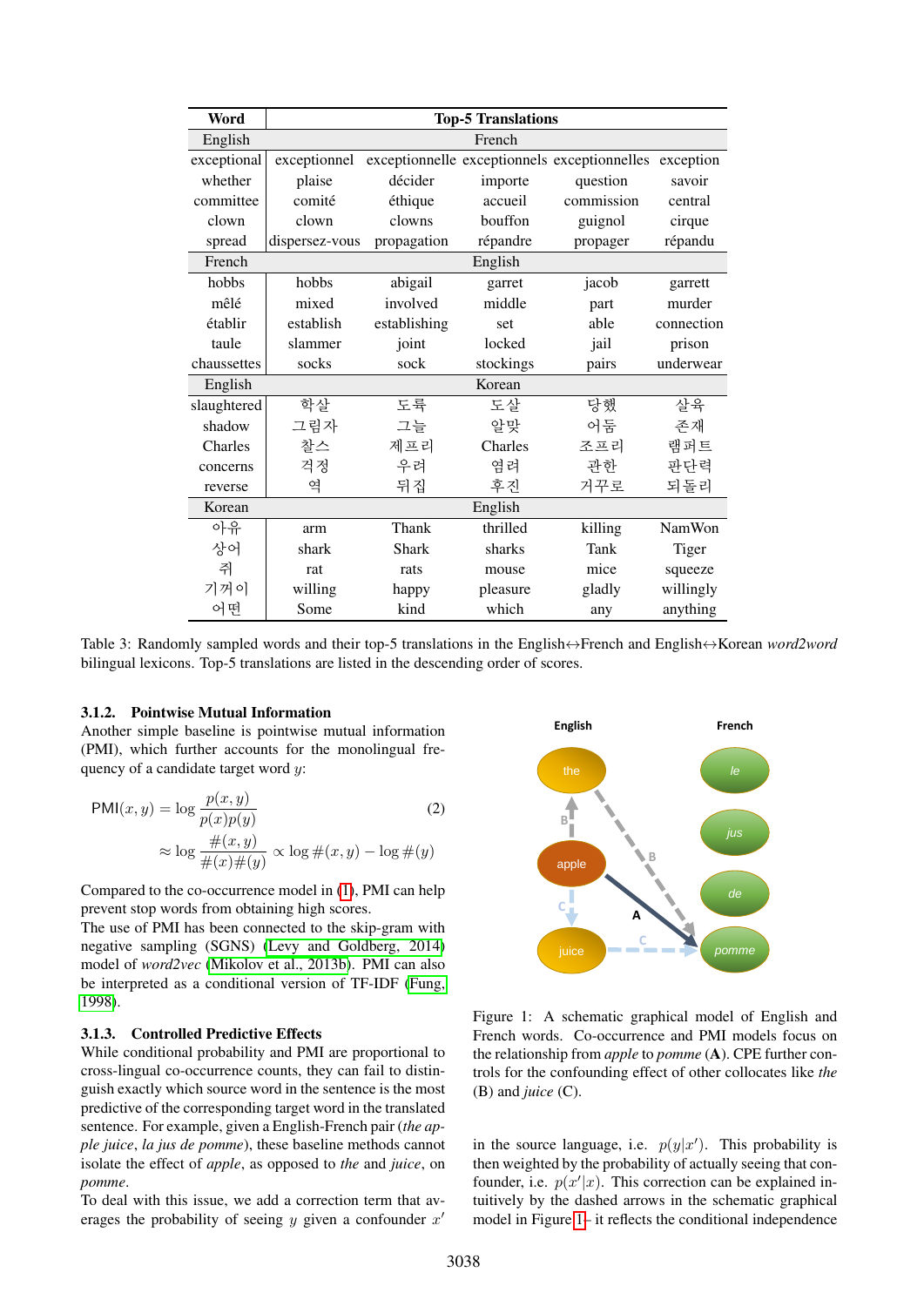| Word | Top-5 Translations | | | | |
|---|---|---|---|---|---|
| English | French | | | | |
| exceptional | exceptionnel | exceptionnelle | exceptionnels | exceptionnelles | exception |
| whether | plaise | décider | importe | question | savoir |
| committee | comité | éthique | accueil | commission | central |
| clown | clown | clowns | bouffon | guignol | cirque |
| spread | dispersez-vous | propagation | répandre | propager | répandu |
| French | English | | | | |
| hobbs | hobbs | abigail | garret | jacob | garrett |
| mêlé | mixed | involved | middle | part | murder |
| établir | establish | establishing | set | able | connection |
| taule | slammer | joint | locked | jail | prison |
| chaussettes | socks | sock | stockings | pairs | underwear |
| English | Korean | | | | |
| slaughtered | 학살 | 도륙 | 도살 | 당했 | 살육 |
| shadow | 그림자 | 그늘 | 알맞 | 어둠 | 존재 |
| Charles | 찰스 | 제프리 | Charles | 조프리 | 램퍼트 |
| concerns | 걱정 | 우려 | 염려 | 관한 | 판단력 |
| reverse | 역 | 뒤집 | 후진 | 거꾸로 | 되돌리 |
| Korean | English | | | | |
| 아유 | arm | Thank | thrilled | killing | NamWon |
| 상어 | shark | Shark | sharks | Tank | Tiger |
| 쥐 | rat | rats | mouse | mice | squeeze |
| 기꺼이 | willing | happy | pleasure | gladly | willingly |
| 어떤 | Some | kind | which | any | anything |

Table 3: Randomly sampled words and their top-5 translations in the English↔French and English↔Korean *word2word* bilingual lexicons. Top-5 translations are listed in the descending order of scores.

#### 3.1.2. Pointwise Mutual Information

Another simple baseline is pointwise mutual information (PMI), which further accounts for the monolingual frequency of a candidate target word $y$:

$$\text{PMI}(x, y) = \log \frac{p(x, y)}{p(x)p(y)} \qquad (2)$$

$$\approx \log \frac{\#(x, y)}{\#(x)\#(y)} \propto \log \#(x, y) - \log \#(y)$$

Compared to the co-occurrence model in (1), PMI can help prevent stop words from obtaining high scores.

The use of PMI has been connected to the skip-gram with negative sampling (SGNS) (Levy and Goldberg, 2014) model of *word2vec* (Mikolov et al., 2013b). PMI can also be interpreted as a conditional version of TF-IDF (Fung, 1998).

#### 3.1.3. Controlled Predictive Effects

While conditional probability and PMI are proportional to cross-lingual co-occurrence counts, they can fail to distinguish exactly which source word in the sentence is the most predictive of the corresponding target word in the translated sentence. For example, given a English-French pair (*the apple juice*, *la jus de pomme*), these baseline methods cannot isolate the effect of *apple*, as opposed to *the* and *juice*, on *pomme*.

To deal with this issue, we add a correction term that averages the probability of seeing $y$ given a confounder $x'$ in the source language, i.e. $p(y|x')$. This probability is then weighted by the probability of actually seeing that confounder, i.e. $p(x'|x)$. This correction can be explained intuitively by the dashed arrows in the schematic graphical model in Figure 1– it reflects the conditional independence

Figure 1: A schematic graphical model of English and French words. Co-occurrence and PMI models focus on the relationship from *apple* to *pomme* (**A**). CPE further controls for the confounding effect of other collocates like *the* (B) and *juice* (C).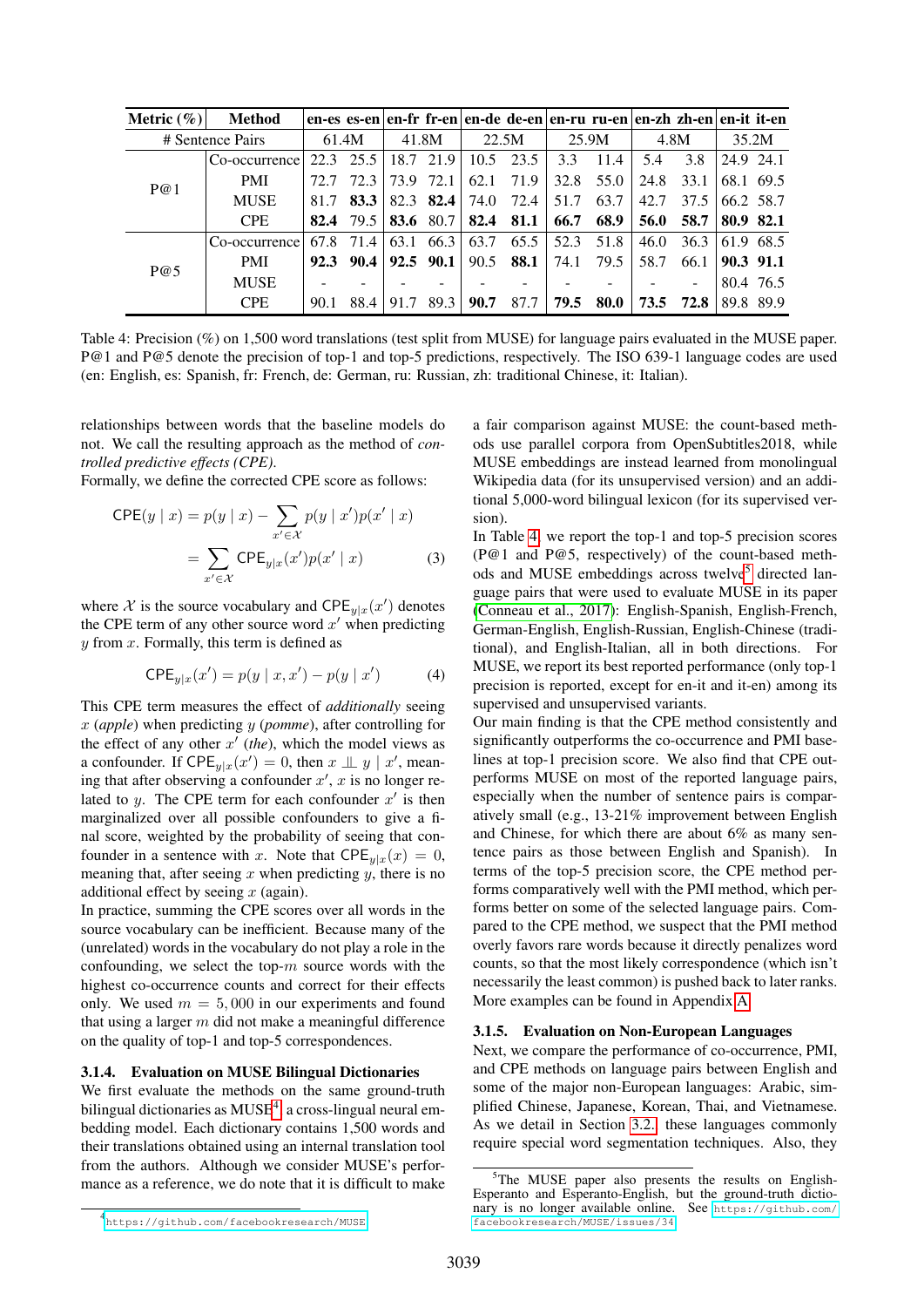| Metric (%) | Method | en-es | es-en | en-fr | fr-en | en-de | de-en | en-ru | ru-en | en-zh | zh-en | en-it | it-en |
|---|---|---|---|---|---|---|---|---|---|---|---|---|---|
| # Sentence Pairs | | 61.4M | | 41.8M | | 22.5M | | 25.9M | | 4.8M | | 35.2M | |
| P@1 | Co-occurrence | 22.3 | 25.5 | 18.7 | 21.9 | 10.5 | 23.5 | 3.3 | 11.4 | 5.4 | 3.8 | 24.9 | 24.1 |
| | PMI | 72.7 | 72.3 | 73.9 | 72.1 | 62.1 | 71.9 | 32.8 | 55.0 | 24.8 | 33.1 | 68.1 | 69.5 |
| | MUSE | 81.7 | **83.3** | 82.3 | **82.4** | 74.0 | 72.4 | 51.7 | 63.7 | 42.7 | 37.5 | 66.2 | 58.7 |
| | CPE | **82.4** | 79.5 | **83.6** | 80.7 | **82.4** | **81.1** | **66.7** | **68.9** | **56.0** | **58.7** | **80.9** | **82.1** |
| P@5 | Co-occurrence | 67.8 | 71.4 | 63.1 | 66.3 | 63.7 | 65.5 | 52.3 | 51.8 | 46.0 | 36.3 | 61.9 | 68.5 |
| | PMI | **92.3** | **90.4** | **92.5** | **90.1** | 90.5 | **88.1** | 74.1 | 79.5 | 58.7 | 66.1 | **90.3** | **91.1** |
| | MUSE | - | - | - | - | - | - | - | - | - | - | 80.4 | 76.5 |
| | CPE | 90.1 | 88.4 | 91.7 | 89.3 | **90.7** | 87.7 | **79.5** | **80.0** | **73.5** | **72.8** | 89.8 | 89.9 |

Table 4: Precision (%) on 1,500 word translations (test split from MUSE) for language pairs evaluated in the MUSE paper. P@1 and P@5 denote the precision of top-1 and top-5 predictions, respectively. The ISO 639-1 language codes are used (en: English, es: Spanish, fr: French, de: German, ru: Russian, zh: traditional Chinese, it: Italian).

relationships between words that the baseline models do not. We call the resulting approach as the method of *controlled predictive effects (CPE)*.
Formally, we define the corrected CPE score as follows:

$$\begin{aligned}\mathsf{CPE}(y \mid x) &= p(y \mid x) - \sum_{x' \in \mathcal{X}} p(y \mid x')p(x' \mid x) \\ &= \sum_{x' \in \mathcal{X}} \mathsf{CPE}_{y|x}(x')p(x' \mid x)\end{aligned} \quad (3)$$

where $\mathcal{X}$ is the source vocabulary and $\mathsf{CPE}_{y|x}(x')$ denotes the CPE term of any other source word $x'$ when predicting $y$ from $x$. Formally, this term is defined as

$$\mathsf{CPE}_{y|x}(x') = p(y \mid x, x') - p(y \mid x') \quad (4)$$

This CPE term measures the effect of *additionally* seeing $x$ (*apple*) when predicting $y$ (*pomme*), after controlling for the effect of any other $x'$ (*the*), which the model views as a confounder. If $\mathsf{CPE}_{y|x}(x') = 0$, then $x \perp\!\!\!\perp y \mid x'$, meaning that after observing a confounder $x'$, $x$ is no longer related to $y$. The CPE term for each confounder $x'$ is then marginalized over all possible confounders to give a final score, weighted by the probability of seeing that confounder in a sentence with $x$. Note that $\mathsf{CPE}_{y|x}(x) = 0$, meaning that, after seeing $x$ when predicting $y$, there is no additional effect by seeing $x$ (again).
In practice, summing the CPE scores over all words in the source vocabulary can be inefficient. Because many of the (unrelated) words in the vocabulary do not play a role in the confounding, we select the top-$m$ source words with the highest co-occurrence counts and correct for their effects only. We used $m = 5,000$ in our experiments and found that using a larger $m$ did not make a meaningful difference on the quality of top-1 and top-5 correspondences.

#### 3.1.4. Evaluation on MUSE Bilingual Dictionaries

We first evaluate the methods on the same ground-truth bilingual dictionaries as MUSE[4], a cross-lingual neural embedding model. Each dictionary contains 1,500 words and their translations obtained using an internal translation tool from the authors. Although we consider MUSE's performance as a reference, we do note that it is difficult to make a fair comparison against MUSE: the count-based methods use parallel corpora from OpenSubtitles2018, while MUSE embeddings are instead learned from monolingual Wikipedia data (for its unsupervised version) and an additional 5,000-word bilingual lexicon (for its supervised version).
In Table 4, we report the top-1 and top-5 precision scores (P@1 and P@5, respectively) of the count-based methods and MUSE embeddings across twelve[5] directed language pairs that were used to evaluate MUSE in its paper (Conneau et al., 2017): English-Spanish, English-French, German-English, English-Russian, English-Chinese (traditional), and English-Italian, all in both directions. For MUSE, we report its best reported performance (only top-1 precision is reported, except for en-it and it-en) among its supervised and unsupervised variants.
Our main finding is that the CPE method consistently and significantly outperforms the co-occurrence and PMI baselines at top-1 precision score. We also find that CPE outperforms MUSE on most of the reported language pairs, especially when the number of sentence pairs is comparatively small (e.g., 13-21% improvement between English and Chinese, for which there are about 6% as many sentence pairs as those between English and Spanish). In terms of the top-5 precision score, the CPE method performs comparatively well with the PMI method, which performs better on some of the selected language pairs. Compared to the CPE method, we suspect that the PMI method overly favors rare words because it directly penalizes word counts, so that the most likely correspondence (which isn't necessarily the least common) is pushed back to later ranks. More examples can be found in Appendix A.

#### 3.1.5. Evaluation on Non-European Languages

Next, we compare the performance of co-occurrence, PMI, and CPE methods on language pairs between English and some of the major non-European languages: Arabic, simplified Chinese, Japanese, Korean, Thai, and Vietnamese. As we detail in Section 3.2., these languages commonly require special word segmentation techniques. Also, they

[4] https://github.com/facebookresearch/MUSE

[5] The MUSE paper also presents the results on English-Esperanto and Esperanto-English, but the ground-truth dictionary is no longer available online. See https://github.com/facebookresearch/MUSE/issues/34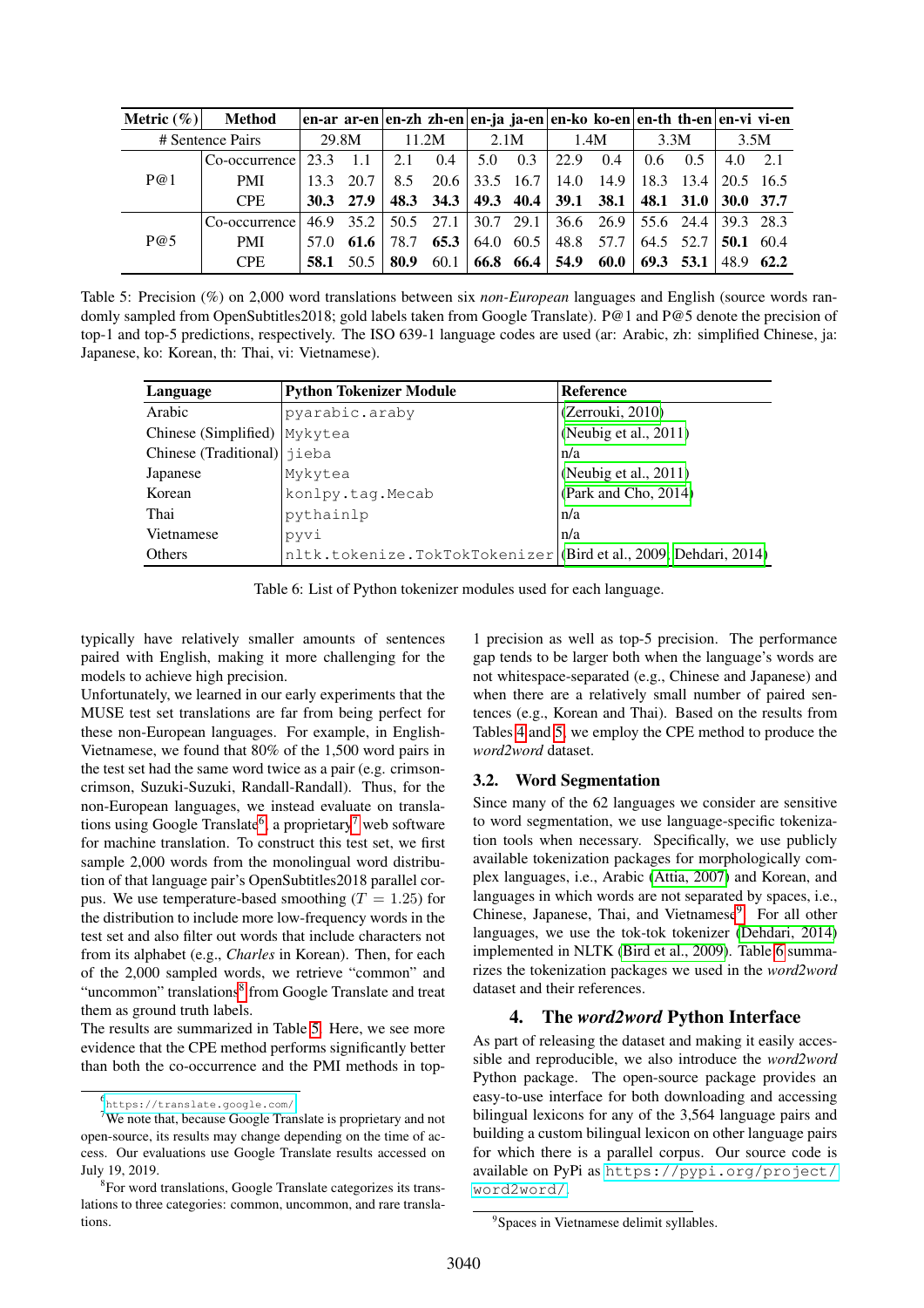| Metric (%) | Method | en-ar | ar-en | en-zh | zh-en | en-ja | ja-en | en-ko | ko-en | en-th | th-en | en-vi | vi-en |
|---|---|---|---|---|---|---|---|---|---|---|---|---|---|
| # Sentence Pairs | | 29.8M | | 11.2M | | 2.1M | | 1.4M | | 3.3M | | 3.5M | |
| P@1 | Co-occurrence | 23.3 | 1.1 | 2.1 | 0.4 | 5.0 | 0.3 | 22.9 | 0.4 | 0.6 | 0.5 | 4.0 | 2.1 |
| | PMI | 13.3 | 20.7 | 8.5 | 20.6 | 33.5 | 16.7 | 14.0 | 14.9 | 18.3 | 13.4 | 20.5 | 16.5 |
| | CPE | **30.3** | **27.9** | **48.3** | **34.3** | **49.3** | **40.4** | **39.1** | **38.1** | **48.1** | **31.0** | **30.0** | **37.7** |
| P@5 | Co-occurrence | 46.9 | 35.2 | 50.5 | 27.1 | 30.7 | 29.1 | 36.6 | 26.9 | 55.6 | 24.4 | 39.3 | 28.3 |
| | PMI | 57.0 | **61.6** | 78.7 | **65.3** | 64.0 | 60.5 | 48.8 | 57.7 | 64.5 | 52.7 | **50.1** | 60.4 |
| | CPE | **58.1** | 50.5 | **80.9** | 60.1 | **66.8** | **66.4** | **54.9** | **60.0** | **69.3** | **53.1** | 48.9 | **62.2** |

Table 5: Precision (%) on 2,000 word translations between six *non-European* languages and English (source words randomly sampled from OpenSubtitles2018; gold labels taken from Google Translate). P@1 and P@5 denote the precision of top-1 and top-5 predictions, respectively. The ISO 639-1 language codes are used (ar: Arabic, zh: simplified Chinese, ja: Japanese, ko: Korean, th: Thai, vi: Vietnamese).

| Language | Python Tokenizer Module | Reference |
|---|---|---|
| Arabic | `pyarabic.araby` | (Zerrouki, 2010) |
| Chinese (Simplified) | `Mykytea` | (Neubig et al., 2011) |
| Chinese (Traditional) | `jieba` | n/a |
| Japanese | `Mykytea` | (Neubig et al., 2011) |
| Korean | `konlpy.tag.Mecab` | (Park and Cho, 2014) |
| Thai | `pythainlp` | n/a |
| Vietnamese | `pyvi` | n/a |
| Others | `nltk.tokenize.TokTokTokenizer` | (Bird et al., 2009; Dehdari, 2014) |

Table 6: List of Python tokenizer modules used for each language.

typically have relatively smaller amounts of sentences paired with English, making it more challenging for the models to achieve high precision.

Unfortunately, we learned in our early experiments that the MUSE test set translations are far from being perfect for these non-European languages. For example, in English-Vietnamese, we found that 80% of the 1,500 word pairs in the test set had the same word twice as a pair (e.g. crimson-crimson, Suzuki-Suzuki, Randall-Randall). Thus, for the non-European languages, we instead evaluate on translations using Google Translate[6], a proprietary[7] web software for machine translation. To construct this test set, we first sample 2,000 words from the monolingual word distribution of that language pair's OpenSubtitles2018 parallel corpus. We use temperature-based smoothing ($T = 1.25$) for the distribution to include more low-frequency words in the test set and also filter out words that include characters not from its alphabet (e.g., *Charles* in Korean). Then, for each of the 2,000 sampled words, we retrieve "common" and "uncommon" translations[8] from Google Translate and treat them as ground truth labels.

The results are summarized in Table 5. Here, we see more evidence that the CPE method performs significantly better than both the co-occurrence and the PMI methods in top-1 precision as well as top-5 precision. The performance gap tends to be larger both when the language's words are not whitespace-separated (e.g., Chinese and Japanese) and when there are a relatively small number of paired sentences (e.g., Korean and Thai). Based on the results from Tables 4 and 5, we employ the CPE method to produce the *word2word* dataset.

### 3.2. Word Segmentation

Since many of the 62 languages we consider are sensitive to word segmentation, we use language-specific tokenization tools when necessary. Specifically, we use publicly available tokenization packages for morphologically complex languages, i.e., Arabic (Attia, 2007) and Korean, and languages in which words are not separated by spaces, i.e., Chinese, Japanese, Thai, and Vietnamese[9]. For all other languages, we use the tok-tok tokenizer (Dehdari, 2014) implemented in NLTK (Bird et al., 2009). Table 6 summarizes the tokenization packages we used in the *word2word* dataset and their references.

## 4. The *word2word* Python Interface

As part of releasing the dataset and making it easily accessible and reproducible, we also introduce the *word2word* Python package. The open-source package provides an easy-to-use interface for both downloading and accessing bilingual lexicons for any of the 3,564 language pairs and building a custom bilingual lexicon on other language pairs for which there is a parallel corpus. Our source code is available on PyPi as `https://pypi.org/project/word2word/`.

[6] https://translate.google.com/

[7] We note that, because Google Translate is proprietary and not open-source, its results may change depending on the time of access. Our evaluations use Google Translate results accessed on July 19, 2019.

[8] For word translations, Google Translate categorizes its translations to three categories: common, uncommon, and rare translations.

[9] Spaces in Vietnamese delimit syllables.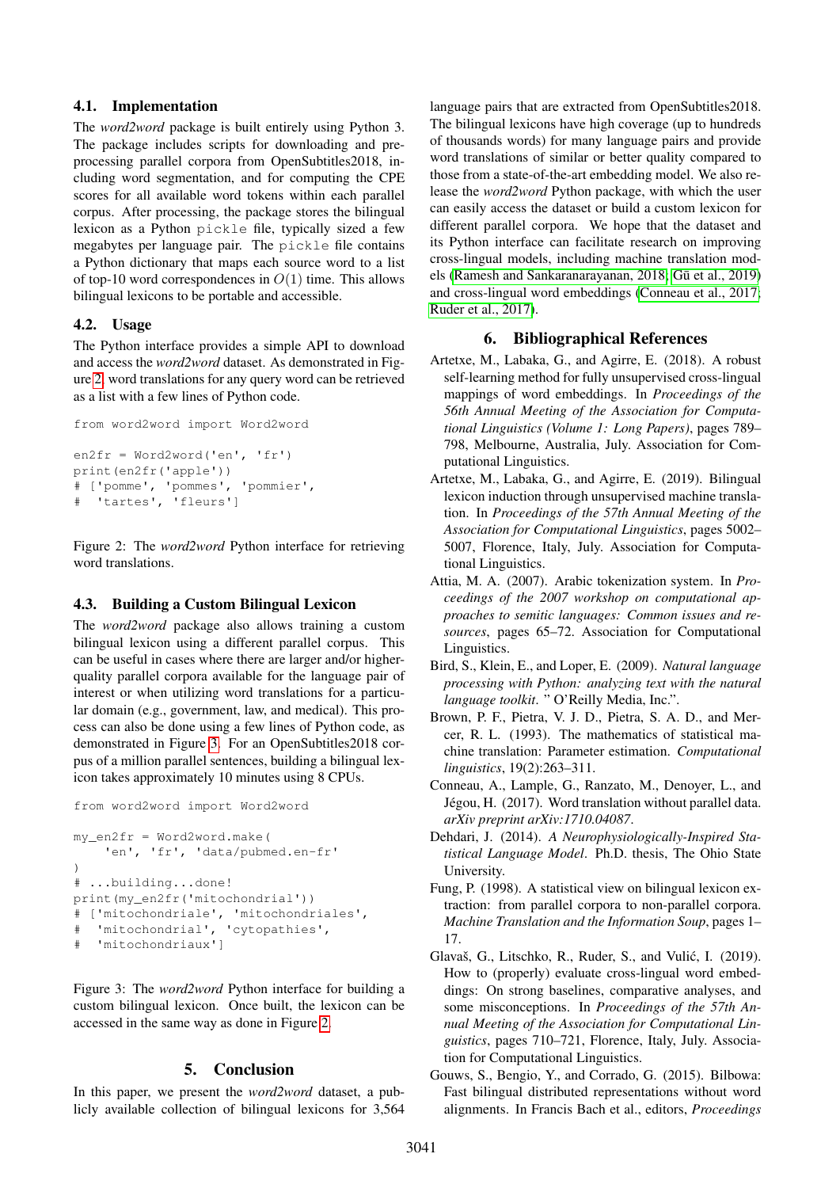### 4.1. Implementation

The *word2word* package is built entirely using Python 3. The package includes scripts for downloading and preprocessing parallel corpora from OpenSubtitles2018, including word segmentation, and for computing the CPE scores for all available word tokens within each parallel corpus. After processing, the package stores the bilingual lexicon as a Python `pickle` file, typically sized a few megabytes per language pair. The `pickle` file contains a Python dictionary that maps each source word to a list of top-10 word correspondences in $O(1)$ time. This allows bilingual lexicons to be portable and accessible.

### 4.2. Usage

The Python interface provides a simple API to download and access the *word2word* dataset. As demonstrated in Figure 2, word translations for any query word can be retrieved as a list with a few lines of Python code.

```
from word2word import Word2word

en2fr = Word2word('en', 'fr')
print(en2fr('apple'))
# ['pomme', 'pommes', 'pommier',
#  'tartes', 'fleurs']
```

Figure 2: The *word2word* Python interface for retrieving word translations.

### 4.3. Building a Custom Bilingual Lexicon

The *word2word* package also allows training a custom bilingual lexicon using a different parallel corpus. This can be useful in cases where there are larger and/or higher-quality parallel corpora available for the language pair of interest or when utilizing word translations for a particular domain (e.g., government, law, and medical). This process can also be done using a few lines of Python code, as demonstrated in Figure 3. For an OpenSubtitles2018 corpus of a million parallel sentences, building a bilingual lexicon takes approximately 10 minutes using 8 CPUs.

```
from word2word import Word2word

my_en2fr = Word2word.make(
    'en', 'fr', 'data/pubmed.en-fr'
)
# ...building...done!
print(my_en2fr('mitochondrial'))
# ['mitochondriale', 'mitochondriales',
#  'mitochondrial', 'cytopathies',
#  'mitochondriaux']
```

Figure 3: The *word2word* Python interface for building a custom bilingual lexicon. Once built, the lexicon can be accessed in the same way as done in Figure 2.

## 5. Conclusion

In this paper, we present the *word2word* dataset, a publicly available collection of bilingual lexicons for 3,564 language pairs that are extracted from OpenSubtitles2018. The bilingual lexicons have high coverage (up to hundreds of thousands words) for many language pairs and provide word translations of similar or better quality compared to those from a state-of-the-art embedding model. We also release the *word2word* Python package, with which the user can easily access the dataset or build a custom lexicon for different parallel corpora. We hope that the dataset and its Python interface can facilitate research on improving cross-lingual models, including machine translation models (Ramesh and Sankaranarayanan, 2018; Gu et al., 2019) and cross-lingual word embeddings (Conneau et al., 2017; Ruder et al., 2017).

## 6. Bibliographical References

Artetxe, M., Labaka, G., and Agirre, E. (2018). A robust self-learning method for fully unsupervised cross-lingual mappings of word embeddings. In *Proceedings of the 56th Annual Meeting of the Association for Computational Linguistics (Volume 1: Long Papers)*, pages 789–798, Melbourne, Australia, July. Association for Computational Linguistics.

Artetxe, M., Labaka, G., and Agirre, E. (2019). Bilingual lexicon induction through unsupervised machine translation. In *Proceedings of the 57th Annual Meeting of the Association for Computational Linguistics*, pages 5002–5007, Florence, Italy, July. Association for Computational Linguistics.

Attia, M. A. (2007). Arabic tokenization system. In *Proceedings of the 2007 workshop on computational approaches to semitic languages: Common issues and resources*, pages 65–72. Association for Computational Linguistics.

Bird, S., Klein, E., and Loper, E. (2009). *Natural language processing with Python: analyzing text with the natural language toolkit*. " O'Reilly Media, Inc.".

Brown, P. F., Pietra, V. J. D., Pietra, S. A. D., and Mercer, R. L. (1993). The mathematics of statistical machine translation: Parameter estimation. *Computational linguistics*, 19(2):263–311.

Conneau, A., Lample, G., Ranzato, M., Denoyer, L., and Jégou, H. (2017). Word translation without parallel data. *arXiv preprint arXiv:1710.04087*.

Dehdari, J. (2014). *A Neurophysiologically-Inspired Statistical Language Model*. Ph.D. thesis, The Ohio State University.

Fung, P. (1998). A statistical view on bilingual lexicon extraction: from parallel corpora to non-parallel corpora. *Machine Translation and the Information Soup*, pages 1–17.

Glavaš, G., Litschko, R., Ruder, S., and Vulić, I. (2019). How to (properly) evaluate cross-lingual word embeddings: On strong baselines, comparative analyses, and some misconceptions. In *Proceedings of the 57th Annual Meeting of the Association for Computational Linguistics*, pages 710–721, Florence, Italy, July. Association for Computational Linguistics.

Gouws, S., Bengio, Y., and Corrado, G. (2015). Bilbowa: Fast bilingual distributed representations without word alignments. In Francis Bach et al., editors, *Proceedings*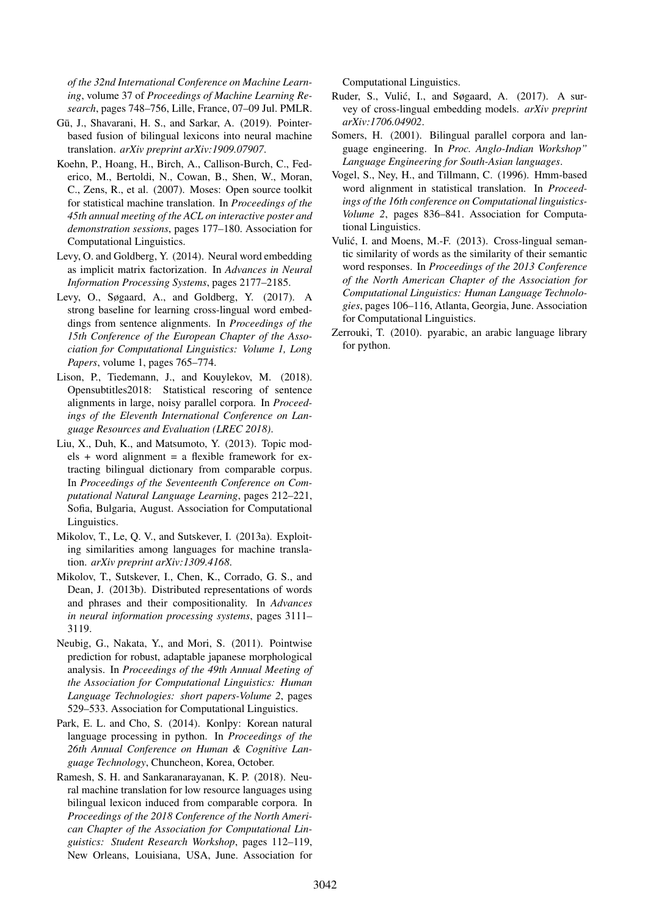*of the 32nd International Conference on Machine Learning*, volume 37 of *Proceedings of Machine Learning Research*, pages 748–756, Lille, France, 07–09 Jul. PMLR.

Gū, J., Shavarani, H. S., and Sarkar, A. (2019). Pointer-based fusion of bilingual lexicons into neural machine translation. *arXiv preprint arXiv:1909.07907*.

Koehn, P., Hoang, H., Birch, A., Callison-Burch, C., Federico, M., Bertoldi, N., Cowan, B., Shen, W., Moran, C., Zens, R., et al. (2007). Moses: Open source toolkit for statistical machine translation. In *Proceedings of the 45th annual meeting of the ACL on interactive poster and demonstration sessions*, pages 177–180. Association for Computational Linguistics.

Levy, O. and Goldberg, Y. (2014). Neural word embedding as implicit matrix factorization. In *Advances in Neural Information Processing Systems*, pages 2177–2185.

Levy, O., Søgaard, A., and Goldberg, Y. (2017). A strong baseline for learning cross-lingual word embeddings from sentence alignments. In *Proceedings of the 15th Conference of the European Chapter of the Association for Computational Linguistics: Volume 1, Long Papers*, volume 1, pages 765–774.

Lison, P., Tiedemann, J., and Kouylekov, M. (2018). Opensubtitles2018: Statistical rescoring of sentence alignments in large, noisy parallel corpora. In *Proceedings of the Eleventh International Conference on Language Resources and Evaluation (LREC 2018)*.

Liu, X., Duh, K., and Matsumoto, Y. (2013). Topic models + word alignment = a flexible framework for extracting bilingual dictionary from comparable corpus. In *Proceedings of the Seventeenth Conference on Computational Natural Language Learning*, pages 212–221, Sofia, Bulgaria, August. Association for Computational Linguistics.

Mikolov, T., Le, Q. V., and Sutskever, I. (2013a). Exploiting similarities among languages for machine translation. *arXiv preprint arXiv:1309.4168*.

Mikolov, T., Sutskever, I., Chen, K., Corrado, G. S., and Dean, J. (2013b). Distributed representations of words and phrases and their compositionality. In *Advances in neural information processing systems*, pages 3111–3119.

Neubig, G., Nakata, Y., and Mori, S. (2011). Pointwise prediction for robust, adaptable japanese morphological analysis. In *Proceedings of the 49th Annual Meeting of the Association for Computational Linguistics: Human Language Technologies: short papers-Volume 2*, pages 529–533. Association for Computational Linguistics.

Park, E. L. and Cho, S. (2014). Konlpy: Korean natural language processing in python. In *Proceedings of the 26th Annual Conference on Human & Cognitive Language Technology*, Chuncheon, Korea, October.

Ramesh, S. H. and Sankaranarayanan, K. P. (2018). Neural machine translation for low resource languages using bilingual lexicon induced from comparable corpora. In *Proceedings of the 2018 Conference of the North American Chapter of the Association for Computational Linguistics: Student Research Workshop*, pages 112–119, New Orleans, Louisiana, USA, June. Association for Computational Linguistics.

Ruder, S., Vulić, I., and Søgaard, A. (2017). A survey of cross-lingual embedding models. *arXiv preprint arXiv:1706.04902*.

Somers, H. (2001). Bilingual parallel corpora and language engineering. In *Proc. Anglo-Indian Workshop" Language Engineering for South-Asian languages*.

Vogel, S., Ney, H., and Tillmann, C. (1996). Hmm-based word alignment in statistical translation. In *Proceedings of the 16th conference on Computational linguistics-Volume 2*, pages 836–841. Association for Computational Linguistics.

Vulić, I. and Moens, M.-F. (2013). Cross-lingual semantic similarity of words as the similarity of their semantic word responses. In *Proceedings of the 2013 Conference of the North American Chapter of the Association for Computational Linguistics: Human Language Technologies*, pages 106–116, Atlanta, Georgia, June. Association for Computational Linguistics.

Zerrouki, T. (2010). pyarabic, an arabic language library for python.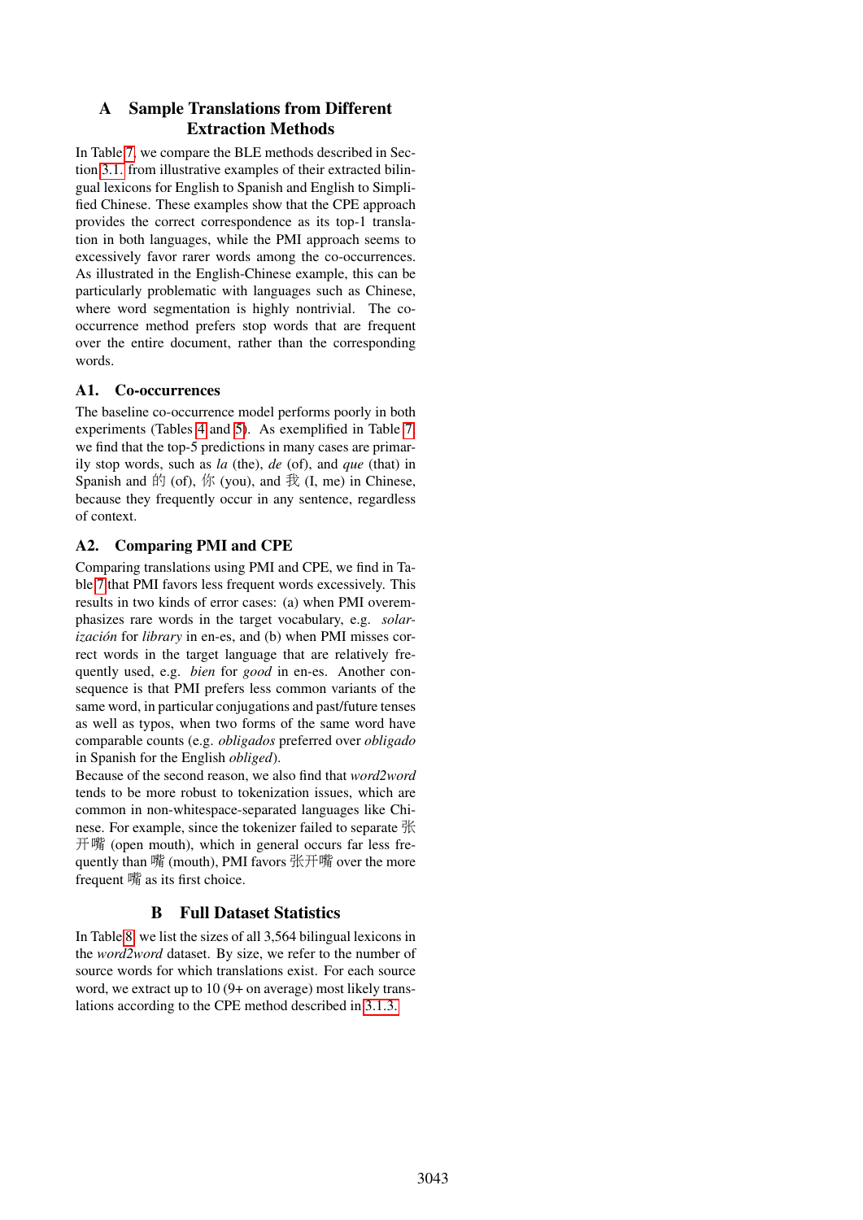# A Sample Translations from Different Extraction Methods

In Table 7, we compare the BLE methods described in Section 3.1. from illustrative examples of their extracted bilingual lexicons for English to Spanish and English to Simplified Chinese. These examples show that the CPE approach provides the correct correspondence as its top-1 translation in both languages, while the PMI approach seems to excessively favor rarer words among the co-occurrences. As illustrated in the English-Chinese example, this can be particularly problematic with languages such as Chinese, where word segmentation is highly nontrivial. The co-occurrence method prefers stop words that are frequent over the entire document, rather than the corresponding words.

## A1. Co-occurrences

The baseline co-occurrence model performs poorly in both experiments (Tables 4 and 5). As exemplified in Table 7, we find that the top-5 predictions in many cases are primarily stop words, such as *la* (the), *de* (of), and *que* (that) in Spanish and 的 (of), 你 (you), and 我 (I, me) in Chinese, because they frequently occur in any sentence, regardless of context.

## A2. Comparing PMI and CPE

Comparing translations using PMI and CPE, we find in Table 7 that PMI favors less frequent words excessively. This results in two kinds of error cases: (a) when PMI overemphasizes rare words in the target vocabulary, e.g. *solarización* for *library* in en-es, and (b) when PMI misses correct words in the target language that are relatively frequently used, e.g. *bien* for *good* in en-es. Another consequence is that PMI prefers less common variants of the same word, in particular conjugations and past/future tenses as well as typos, when two forms of the same word have comparable counts (e.g. *obligados* preferred over *obligado* in Spanish for the English *obliged*).

Because of the second reason, we also find that *word2word* tends to be more robust to tokenization issues, which are common in non-whitespace-separated languages like Chinese. For example, since the tokenizer failed to separate 张开嘴 (open mouth), which in general occurs far less frequently than 嘴 (mouth), PMI favors 张开嘴 over the more frequent 嘴 as its first choice.

# B Full Dataset Statistics

In Table 8, we list the sizes of all 3,564 bilingual lexicons in the *word2word* dataset. By size, we refer to the number of source words for which translations exist. For each source word, we extract up to 10 (9+ on average) most likely translations according to the CPE method described in 3.1.3.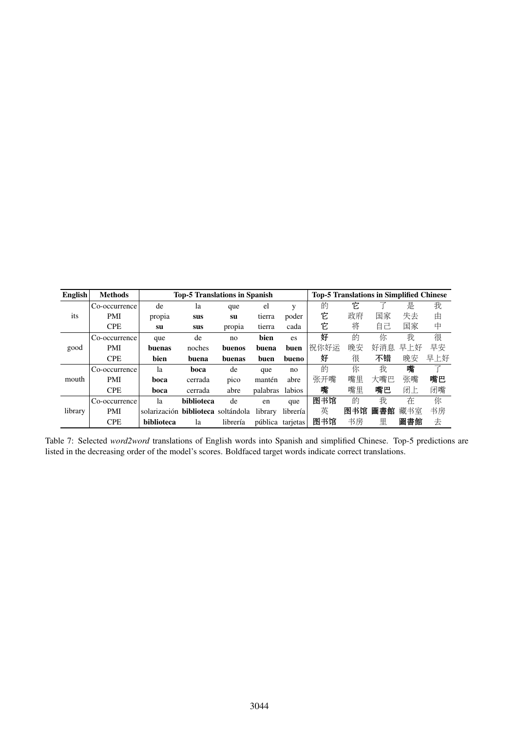| English | Methods | Top-5 Translations in Spanish | | | | | Top-5 Translations in Simplified Chinese | | | | |
|---|---|---|---|---|---|---|---|---|---|---|---|
| its | Co-occurrence | de | la | que | el | y | 的 | 它 | 了 | 是 | 我 |
| | PMI | propia | **sus** | **su** | tierra | poder | 它 | 政府 | 国家 | 失去 | 由 |
| | CPE | **su** | **sus** | propia | tierra | cada | 它 | 将 | 自己 | 国家 | 中 |
| good | Co-occurrence | que | de | no | **bien** | es | **好** | 的 | 你 | 我 | 很 |
| | PMI | **buenas** | noches | **buenos** | **buena** | **buen** | 祝你好运 | 晚安 | 好消息 | 早上好 | 早安 |
| | CPE | **bien** | **buena** | **buenas** | **buen** | **bueno** | **好** | 很 | **不错** | 晚安 | 早上好 |
| mouth | Co-occurrence | la | **boca** | de | que | no | 的 | 你 | 我 | **嘴** | 了 |
| | PMI | **boca** | cerrada | pico | mantén | abre | 张开嘴 | 嘴里 | 大嘴巴 | 张嘴 | **嘴巴** |
| | CPE | **boca** | cerrada | abre | palabras | labios | **嘴** | 嘴里 | **嘴巴** | 闭上 | 闭嘴 |
| library | Co-occurrence | la | **biblioteca** | de | en | que | **图书馆** | 的 | 我 | 在 | 你 |
| | PMI | solarización | **biblioteca** | soltándola | library | librería | 英 | **图书馆** | **圖書館** | 藏书室 | 书房 |
| | CPE | **biblioteca** | la | librería | pública | tarjetas | **图书馆** | 书房 | 里 | **圖書館** | 去 |

Table 7: Selected *word2word* translations of English words into Spanish and simplified Chinese. Top-5 predictions are listed in the decreasing order of the model's scores. Boldfaced target words indicate correct translations.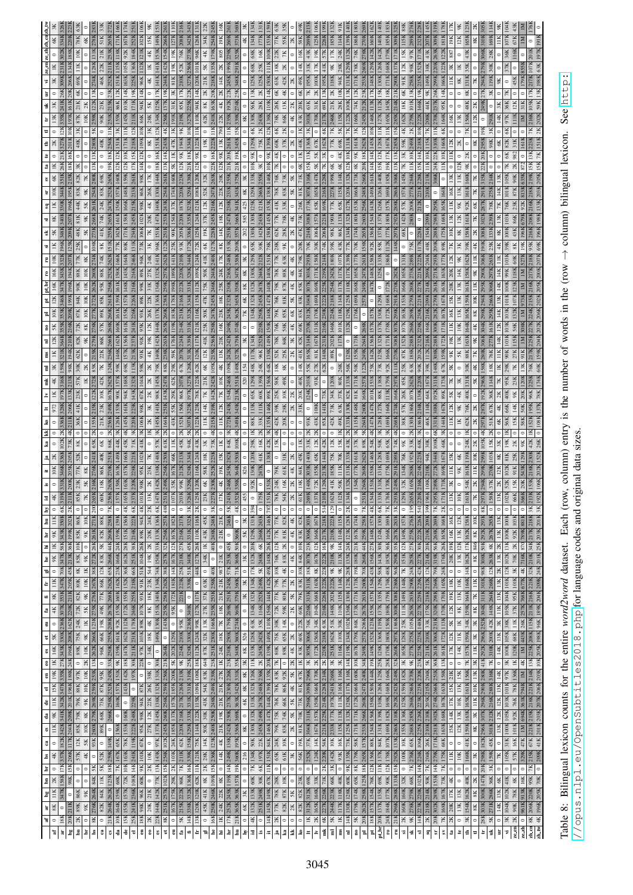Table 8: Bilingual lexicon counts for the entire *word2word* dataset. Each (row, column) entry is the number of words in the (row → column) bilingual lexicon. See http://opus.nlpl.eu/OpenSubtitles2018.php for language codes and original data sizes.